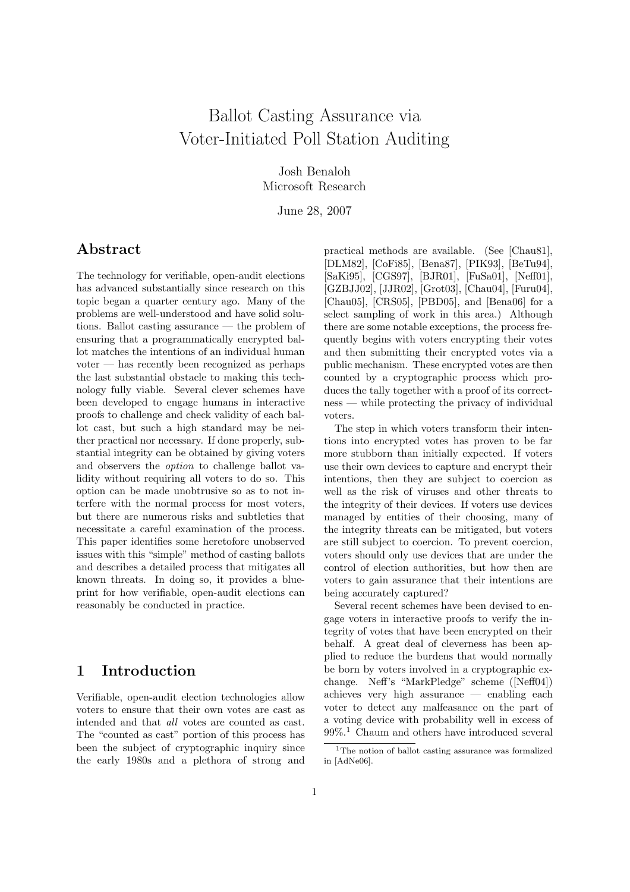# Ballot Casting Assurance via Voter-Initiated Poll Station Auditing

Josh Benaloh
Microsoft Research

June 28, 2007

## Abstract

The technology for verifiable, open-audit elections has advanced substantially since research on this topic began a quarter century ago. Many of the problems are well-understood and have solid solutions. Ballot casting assurance — the problem of ensuring that a programmatically encrypted ballot matches the intentions of an individual human voter — has recently been recognized as perhaps the last substantial obstacle to making this technology fully viable. Several clever schemes have been developed to engage humans in interactive proofs to challenge and check validity of each ballot cast, but such a high standard may be neither practical nor necessary. If done properly, substantial integrity can be obtained by giving voters and observers the *option* to challenge ballot validity without requiring all voters to do so. This option can be made unobtrusive so as to not interfere with the normal process for most voters, but there are numerous risks and subtleties that necessitate a careful examination of the process. This paper identifies some heretofore unobserved issues with this "simple" method of casting ballots and describes a detailed process that mitigates all known threats. In doing so, it provides a blueprint for how verifiable, open-audit elections can reasonably be conducted in practice.

## 1 Introduction

Verifiable, open-audit election technologies allow voters to ensure that their own votes are cast as intended and that *all* votes are counted as cast. The "counted as cast" portion of this process has been the subject of cryptographic inquiry since the early 1980s and a plethora of strong and practical methods are available. (See [Chau81], [DLM82], [CoFi85], [Bena87], [PIK93], [BeTu94], [SaKi95], [CGS97], [BJR01], [FuSa01], [Neff01], [GZBJJ02], [JJR02], [Grot03], [Chau04], [Furu04], [Chau05], [CRS05], [PBD05], and [Bena06] for a select sampling of work in this area.) Although there are some notable exceptions, the process frequently begins with voters encrypting their votes and then submitting their encrypted votes via a public mechanism. These encrypted votes are then counted by a cryptographic process which produces the tally together with a proof of its correctness — while protecting the privacy of individual voters.

The step in which voters transform their intentions into encrypted votes has proven to be far more stubborn than initially expected. If voters use their own devices to capture and encrypt their intentions, then they are subject to coercion as well as the risk of viruses and other threats to the integrity of their devices. If voters use devices managed by entities of their choosing, many of the integrity threats can be mitigated, but voters are still subject to coercion. To prevent coercion, voters should only use devices that are under the control of election authorities, but how then are voters to gain assurance that their intentions are being accurately captured?

Several recent schemes have been devised to engage voters in interactive proofs to verify the integrity of votes that have been encrypted on their behalf. A great deal of cleverness has been applied to reduce the burdens that would normally be born by voters involved in a cryptographic exchange. Neff's "MarkPledge" scheme ([Neff04]) achieves very high assurance — enabling each voter to detect any malfeasance on the part of a voting device with probability well in excess of 99%.[1] Chaum and others have introduced several

[1] The notion of ballot casting assurance was formalized in [AdNe06].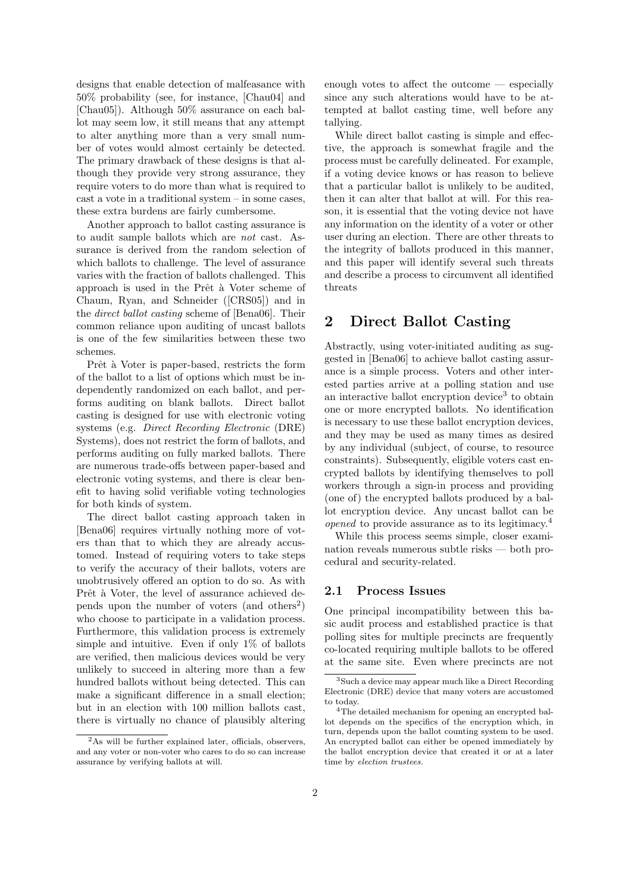designs that enable detection of malfeasance with 50% probability (see, for instance, [Chau04] and [Chau05]). Although 50% assurance on each ballot may seem low, it still means that any attempt to alter anything more than a very small number of votes would almost certainly be detected. The primary drawback of these designs is that although they provide very strong assurance, they require voters to do more than what is required to cast a vote in a traditional system – in some cases, these extra burdens are fairly cumbersome.

Another approach to ballot casting assurance is to audit sample ballots which are *not* cast. Assurance is derived from the random selection of which ballots to challenge. The level of assurance varies with the fraction of ballots challenged. This approach is used in the Prêt à Voter scheme of Chaum, Ryan, and Schneider ([CRS05]) and in the *direct ballot casting* scheme of [Bena06]. Their common reliance upon auditing of uncast ballots is one of the few similarities between these two schemes.

Prêt à Voter is paper-based, restricts the form of the ballot to a list of options which must be independently randomized on each ballot, and performs auditing on blank ballots. Direct ballot casting is designed for use with electronic voting systems (e.g. *Direct Recording Electronic* (DRE) Systems), does not restrict the form of ballots, and performs auditing on fully marked ballots. There are numerous trade-offs between paper-based and electronic voting systems, and there is clear benefit to having solid verifiable voting technologies for both kinds of system.

The direct ballot casting approach taken in [Bena06] requires virtually nothing more of voters than that to which they are already accustomed. Instead of requiring voters to take steps to verify the accuracy of their ballots, voters are unobtrusively offered an option to do so. As with Prêt à Voter, the level of assurance achieved depends upon the number of voters (and others[2]) who choose to participate in a validation process. Furthermore, this validation process is extremely simple and intuitive. Even if only 1% of ballots are verified, then malicious devices would be very unlikely to succeed in altering more than a few hundred ballots without being detected. This can make a significant difference in a small election; but in an election with 100 million ballots cast, there is virtually no chance of plausibly altering enough votes to affect the outcome — especially since any such alterations would have to be attempted at ballot casting time, well before any tallying.

While direct ballot casting is simple and effective, the approach is somewhat fragile and the process must be carefully delineated. For example, if a voting device knows or has reason to believe that a particular ballot is unlikely to be audited, then it can alter that ballot at will. For this reason, it is essential that the voting device not have any information on the identity of a voter or other user during an election. There are other threats to the integrity of ballots produced in this manner, and this paper will identify several such threats and describe a process to circumvent all identified threats

## 2 Direct Ballot Casting

Abstractly, using voter-initiated auditing as suggested in [Bena06] to achieve ballot casting assurance is a simple process. Voters and other interested parties arrive at a polling station and use an interactive ballot encryption device[3] to obtain one or more encrypted ballots. No identification is necessary to use these ballot encryption devices, and they may be used as many times as desired by any individual (subject, of course, to resource constraints). Subsequently, eligible voters cast encrypted ballots by identifying themselves to poll workers through a sign-in process and providing (one of) the encrypted ballots produced by a ballot encryption device. Any uncast ballot can be *opened* to provide assurance as to its legitimacy.[4]

While this process seems simple, closer examination reveals numerous subtle risks — both procedural and security-related.

### 2.1 Process Issues

One principal incompatibility between this basic audit process and established practice is that polling sites for multiple precincts are frequently co-located requiring multiple ballots to be offered at the same site. Even where precincts are not

[2] As will be further explained later, officials, observers, and any voter or non-voter who cares to do so can increase assurance by verifying ballots at will.

[3] Such a device may appear much like a Direct Recording Electronic (DRE) device that many voters are accustomed to today.

[4] The detailed mechanism for opening an encrypted ballot depends on the specifics of the encryption which, in turn, depends upon the ballot counting system to be used. An encrypted ballot can either be opened immediately by the ballot encryption device that created it or at a later time by *election trustees*.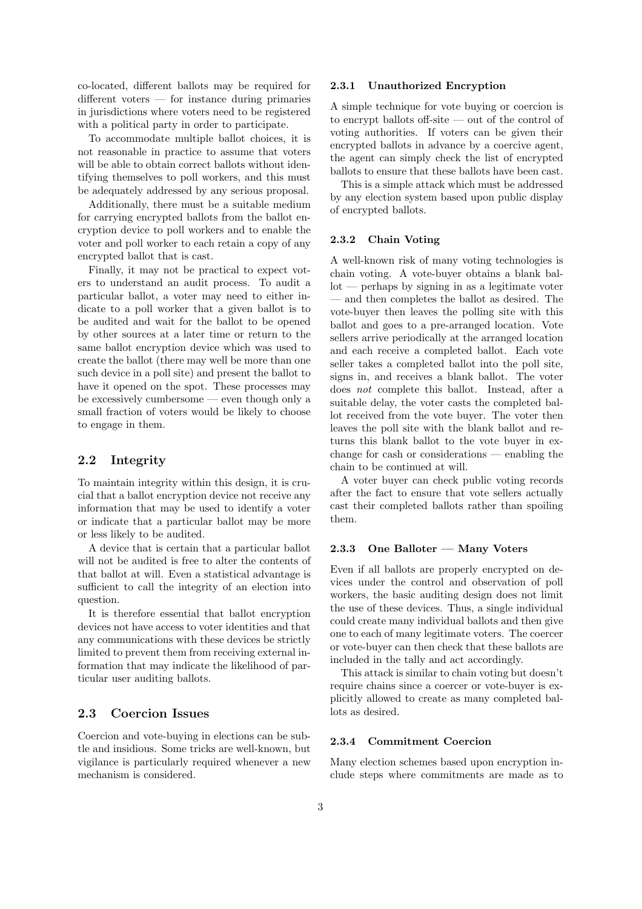co-located, different ballots may be required for different voters — for instance during primaries in jurisdictions where voters need to be registered with a political party in order to participate.

To accommodate multiple ballot choices, it is not reasonable in practice to assume that voters will be able to obtain correct ballots without identifying themselves to poll workers, and this must be adequately addressed by any serious proposal.

Additionally, there must be a suitable medium for carrying encrypted ballots from the ballot encryption device to poll workers and to enable the voter and poll worker to each retain a copy of any encrypted ballot that is cast.

Finally, it may not be practical to expect voters to understand an audit process. To audit a particular ballot, a voter may need to either indicate to a poll worker that a given ballot is to be audited and wait for the ballot to be opened by other sources at a later time or return to the same ballot encryption device which was used to create the ballot (there may well be more than one such device in a poll site) and present the ballot to have it opened on the spot. These processes may be excessively cumbersome — even though only a small fraction of voters would be likely to choose to engage in them.

## 2.2 Integrity

To maintain integrity within this design, it is crucial that a ballot encryption device not receive any information that may be used to identify a voter or indicate that a particular ballot may be more or less likely to be audited.

A device that is certain that a particular ballot will not be audited is free to alter the contents of that ballot at will. Even a statistical advantage is sufficient to call the integrity of an election into question.

It is therefore essential that ballot encryption devices not have access to voter identities and that any communications with these devices be strictly limited to prevent them from receiving external information that may indicate the likelihood of particular user auditing ballots.

## 2.3 Coercion Issues

Coercion and vote-buying in elections can be subtle and insidious. Some tricks are well-known, but vigilance is particularly required whenever a new mechanism is considered.

### 2.3.1 Unauthorized Encryption

A simple technique for vote buying or coercion is to encrypt ballots off-site — out of the control of voting authorities. If voters can be given their encrypted ballots in advance by a coercive agent, the agent can simply check the list of encrypted ballots to ensure that these ballots have been cast.

This is a simple attack which must be addressed by any election system based upon public display of encrypted ballots.

### 2.3.2 Chain Voting

A well-known risk of many voting technologies is chain voting. A vote-buyer obtains a blank ballot — perhaps by signing in as a legitimate voter — and then completes the ballot as desired. The vote-buyer then leaves the polling site with this ballot and goes to a pre-arranged location. Vote sellers arrive periodically at the arranged location and each receive a completed ballot. Each vote seller takes a completed ballot into the poll site, signs in, and receives a blank ballot. The voter does *not* complete this ballot. Instead, after a suitable delay, the voter casts the completed ballot received from the vote buyer. The voter then leaves the poll site with the blank ballot and returns this blank ballot to the vote buyer in exchange for cash or considerations — enabling the chain to be continued at will.

A voter buyer can check public voting records after the fact to ensure that vote sellers actually cast their completed ballots rather than spoiling them.

### 2.3.3 One Balloter — Many Voters

Even if all ballots are properly encrypted on devices under the control and observation of poll workers, the basic auditing design does not limit the use of these devices. Thus, a single individual could create many individual ballots and then give one to each of many legitimate voters. The coercer or vote-buyer can then check that these ballots are included in the tally and act accordingly.

This attack is similar to chain voting but doesn't require chains since a coercer or vote-buyer is explicitly allowed to create as many completed ballots as desired.

### 2.3.4 Commitment Coercion

Many election schemes based upon encryption include steps where commitments are made as to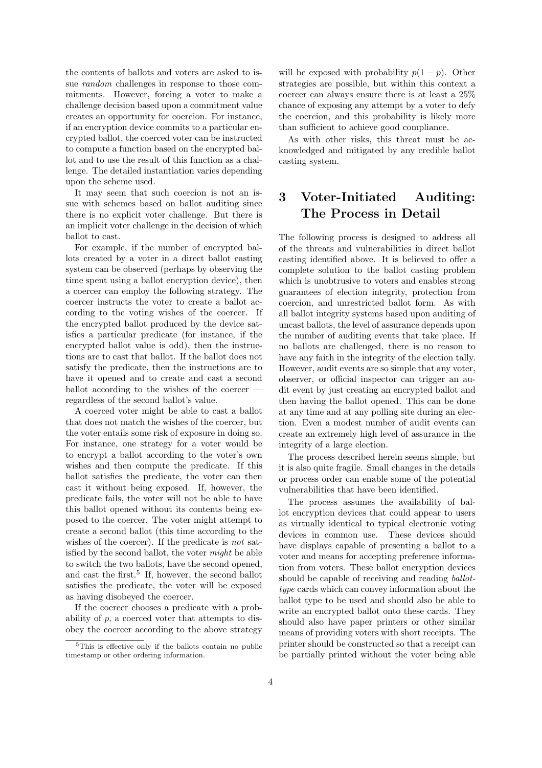the contents of ballots and voters are asked to issue *random* challenges in response to those commitments. However, forcing a voter to make a challenge decision based upon a commitment value creates an opportunity for coercion. For instance, if an encryption device commits to a particular encrypted ballot, the coerced voter can be instructed to compute a function based on the encrypted ballot and to use the result of this function as a challenge. The detailed instantiation varies depending upon the scheme used.

It may seem that such coercion is not an issue with schemes based on ballot auditing since there is no explicit voter challenge. But there is an implicit voter challenge in the decision of which ballot to cast.

For example, if the number of encrypted ballots created by a voter in a direct ballot casting system can be observed (perhaps by observing the time spent using a ballot encryption device), then a coercer can employ the following strategy. The coercer instructs the voter to create a ballot according to the voting wishes of the coercer. If the encrypted ballot produced by the device satisfies a particular predicate (for instance, if the encrypted ballot value is odd), then the instructions are to cast that ballot. If the ballot does not satisfy the predicate, then the instructions are to have it opened and to create and cast a second ballot according to the wishes of the coercer — regardless of the second ballot's value.

A coerced voter might be able to cast a ballot that does not match the wishes of the coercer, but the voter entails some risk of exposure in doing so. For instance, one strategy for a voter would be to encrypt a ballot according to the voter's own wishes and then compute the predicate. If this ballot satisfies the predicate, the voter can then cast it without being exposed. If, however, the predicate fails, the voter will not be able to have this ballot opened without its contents being exposed to the coercer. The voter might attempt to create a second ballot (this time according to the wishes of the coercer). If the predicate is *not* satisfied by the second ballot, the voter *might* be able to switch the two ballots, have the second opened, and cast the first.[5] If, however, the second ballot satisfies the predicate, the voter will be exposed as having disobeyed the coercer.

If the coercer chooses a predicate with a probability of $p$, a coerced voter that attempts to disobey the coercer according to the above strategy will be exposed with probability $p(1-p)$. Other strategies are possible, but within this context a coercer can always ensure there is at least a 25% chance of exposing any attempt by a voter to defy the coercion, and this probability is likely more than sufficient to achieve good compliance.

As with other risks, this threat must be acknowledged and mitigated by any credible ballot casting system.

[5] This is effective only if the ballots contain no public timestamp or other ordering information.

# 3 Voter-Initiated Auditing: The Process in Detail

The following process is designed to address all of the threats and vulnerabilities in direct ballot casting identified above. It is believed to offer a complete solution to the ballot casting problem which is unobtrusive to voters and enables strong guarantees of election integrity, protection from coercion, and unrestricted ballot form. As with all ballot integrity systems based upon auditing of uncast ballots, the level of assurance depends upon the number of auditing events that take place. If no ballots are challenged, there is no reason to have any faith in the integrity of the election tally. However, audit events are so simple that any voter, observer, or official inspector can trigger an audit event by just creating an encrypted ballot and then having the ballot opened. This can be done at any time and at any polling site during an election. Even a modest number of audit events can create an extremely high level of assurance in the integrity of a large election.

The process described herein seems simple, but it is also quite fragile. Small changes in the details or process order can enable some of the potential vulnerabilities that have been identified.

The process assumes the availability of ballot encryption devices that could appear to users as virtually identical to typical electronic voting devices in common use. These devices should have displays capable of presenting a ballot to a voter and means for accepting preference information from voters. These ballot encryption devices should be capable of receiving and reading *ballot-type* cards which can convey information about the ballot type to be used and should also be able to write an encrypted ballot onto these cards. They should also have paper printers or other similar means of providing voters with short receipts. The printer should be constructed so that a receipt can be partially printed without the voter being able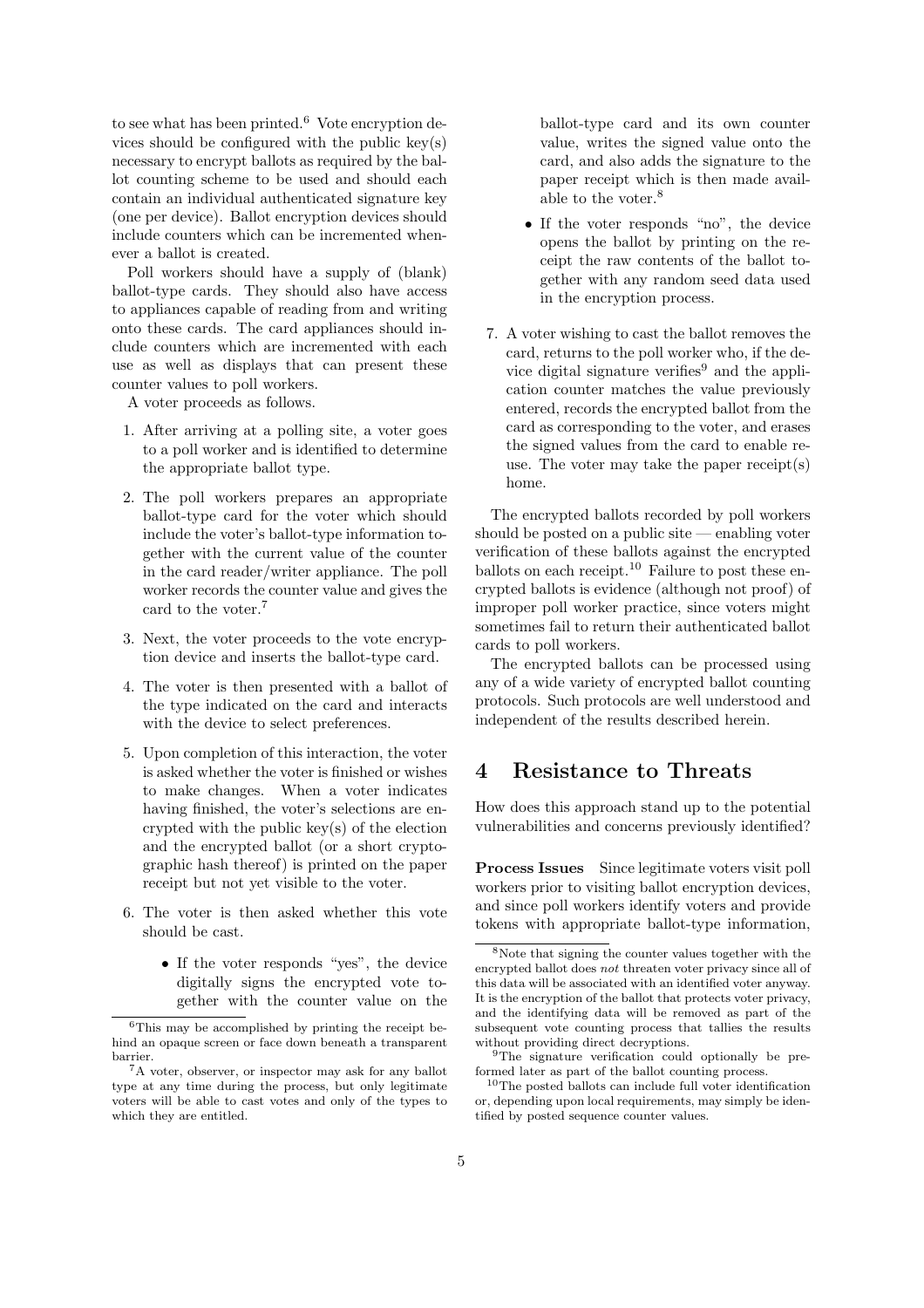to see what has been printed.[6] Vote encryption devices should be configured with the public key(s) necessary to encrypt ballots as required by the ballot counting scheme to be used and should each contain an individual authenticated signature key (one per device). Ballot encryption devices should include counters which can be incremented whenever a ballot is created.

Poll workers should have a supply of (blank) ballot-type cards. They should also have access to appliances capable of reading from and writing onto these cards. The card appliances should include counters which are incremented with each use as well as displays that can present these counter values to poll workers.

A voter proceeds as follows.

1. After arriving at a polling site, a voter goes to a poll worker and is identified to determine the appropriate ballot type.
2. The poll workers prepares an appropriate ballot-type card for the voter which should include the voter's ballot-type information together with the current value of the counter in the card reader/writer appliance. The poll worker records the counter value and gives the card to the voter.[7]
3. Next, the voter proceeds to the vote encryption device and inserts the ballot-type card.
4. The voter is then presented with a ballot of the type indicated on the card and interacts with the device to select preferences.
5. Upon completion of this interaction, the voter is asked whether the voter is finished or wishes to make changes. When a voter indicates having finished, the voter's selections are encrypted with the public key(s) of the election and the encrypted ballot (or a short cryptographic hash thereof) is printed on the paper receipt but not yet visible to the voter.
6. The voter is then asked whether this vote should be cast.
   - If the voter responds "yes", the device digitally signs the encrypted vote together with the counter value on the ballot-type card and its own counter value, writes the signed value onto the card, and also adds the signature to the paper receipt which is then made available to the voter.[8]
   - If the voter responds "no", the device opens the ballot by printing on the receipt the raw contents of the ballot together with any random seed data used in the encryption process.
7. A voter wishing to cast the ballot removes the card, returns to the poll worker who, if the device digital signature verifies[9] and the application counter matches the value previously entered, records the encrypted ballot from the card as corresponding to the voter, and erases the signed values from the card to enable reuse. The voter may take the paper receipt(s) home.

The encrypted ballots recorded by poll workers should be posted on a public site — enabling voter verification of these ballots against the encrypted ballots on each receipt.[10] Failure to post these encrypted ballots is evidence (although not proof) of improper poll worker practice, since voters might sometimes fail to return their authenticated ballot cards to poll workers.

The encrypted ballots can be processed using any of a wide variety of encrypted ballot counting protocols. Such protocols are well understood and independent of the results described herein.

## 4 Resistance to Threats

How does this approach stand up to the potential vulnerabilities and concerns previously identified?

**Process Issues** Since legitimate voters visit poll workers prior to visiting ballot encryption devices, and since poll workers identify voters and provide tokens with appropriate ballot-type information,

---

[6] This may be accomplished by printing the receipt behind an opaque screen or face down beneath a transparent barrier.

[7] A voter, observer, or inspector may ask for any ballot type at any time during the process, but only legitimate voters will be able to cast votes and only of the types to which they are entitled.

[8] Note that signing the counter values together with the encrypted ballot does *not* threaten voter privacy since all of this data will be associated with an identified voter anyway. It is the encryption of the ballot that protects voter privacy, and the identifying data will be removed as part of the subsequent vote counting process that tallies the results without providing direct decryptions.

[9] The signature verification could optionally be preformed later as part of the ballot counting process.

[10] The posted ballots can include full voter identification or, depending upon local requirements, may simply be identified by posted sequence counter values.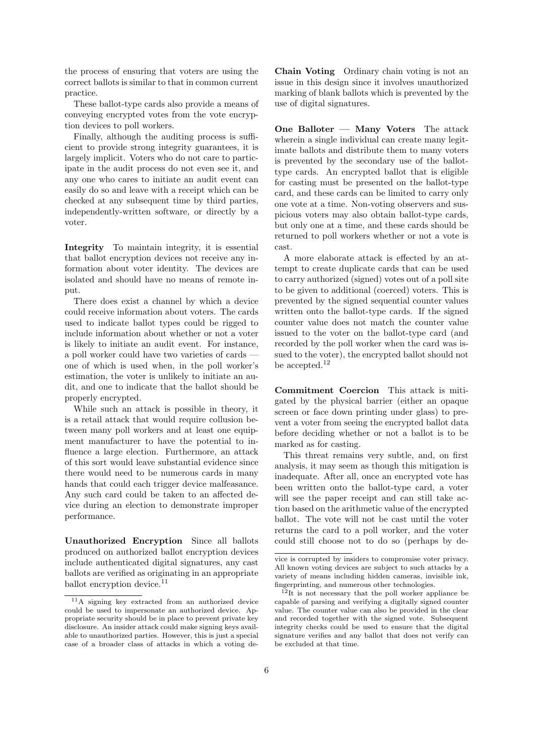the process of ensuring that voters are using the correct ballots is similar to that in common current practice.

These ballot-type cards also provide a means of conveying encrypted votes from the vote encryption devices to poll workers.

Finally, although the auditing process is sufficient to provide strong integrity guarantees, it is largely implicit. Voters who do not care to participate in the audit process do not even see it, and any one who cares to initiate an audit event can easily do so and leave with a receipt which can be checked at any subsequent time by third parties, independently-written software, or directly by a voter.

**Integrity** To maintain integrity, it is essential that ballot encryption devices not receive any information about voter identity. The devices are isolated and should have no means of remote input.

There does exist a channel by which a device could receive information about voters. The cards used to indicate ballot types could be rigged to include information about whether or not a voter is likely to initiate an audit event. For instance, a poll worker could have two varieties of cards — one of which is used when, in the poll worker's estimation, the voter is unlikely to initiate an audit, and one to indicate that the ballot should be properly encrypted.

While such an attack is possible in theory, it is a retail attack that would require collusion between many poll workers and at least one equipment manufacturer to have the potential to influence a large election. Furthermore, an attack of this sort would leave substantial evidence since there would need to be numerous cards in many hands that could each trigger device malfeasance. Any such card could be taken to an affected device during an election to demonstrate improper performance.

**Unauthorized Encryption** Since all ballots produced on authorized ballot encryption devices include authenticated digital signatures, any cast ballots are verified as originating in an appropriate ballot encryption device.[11]

**Chain Voting** Ordinary chain voting is not an issue in this design since it involves unauthorized marking of blank ballots which is prevented by the use of digital signatures.

**One Balloter — Many Voters** The attack wherein a single individual can create many legitimate ballots and distribute them to many voters is prevented by the secondary use of the ballot-type cards. An encrypted ballot that is eligible for casting must be presented on the ballot-type card, and these cards can be limited to carry only one vote at a time. Non-voting observers and suspicious voters may also obtain ballot-type cards, but only one at a time, and these cards should be returned to poll workers whether or not a vote is cast.

A more elaborate attack is effected by an attempt to create duplicate cards that can be used to carry authorized (signed) votes out of a poll site to be given to additional (coerced) voters. This is prevented by the signed sequential counter values written onto the ballot-type cards. If the signed counter value does not match the counter value issued to the voter on the ballot-type card (and recorded by the poll worker when the card was issued to the voter), the encrypted ballot should not be accepted.[12]

**Commitment Coercion** This attack is mitigated by the physical barrier (either an opaque screen or face down printing under glass) to prevent a voter from seeing the encrypted ballot data before deciding whether or not a ballot is to be marked as for casting.

This threat remains very subtle, and, on first analysis, it may seem as though this mitigation is inadequate. After all, once an encrypted vote has been written onto the ballot-type card, a voter will see the paper receipt and can still take action based on the arithmetic value of the encrypted ballot. The vote will not be cast until the voter returns the card to a poll worker, and the voter could still choose not to do so (perhaps by de-

---

[11] A signing key extracted from an authorized device could be used to impersonate an authorized device. Appropriate security should be in place to prevent private key disclosure. An insider attack could make signing keys available to unauthorized parties. However, this is just a special case of a broader class of attacks in which a voting device is corrupted by insiders to compromise voter privacy. All known voting devices are subject to such attacks by a variety of means including hidden cameras, invisible ink, fingerprinting, and numerous other technologies.

[12] It is not necessary that the poll worker appliance be capable of parsing and verifying a digitally signed counter value. The counter value can also be provided in the clear and recorded together with the signed vote. Subsequent integrity checks could be used to ensure that the digital signature verifies and any ballot that does not verify can be excluded at that time.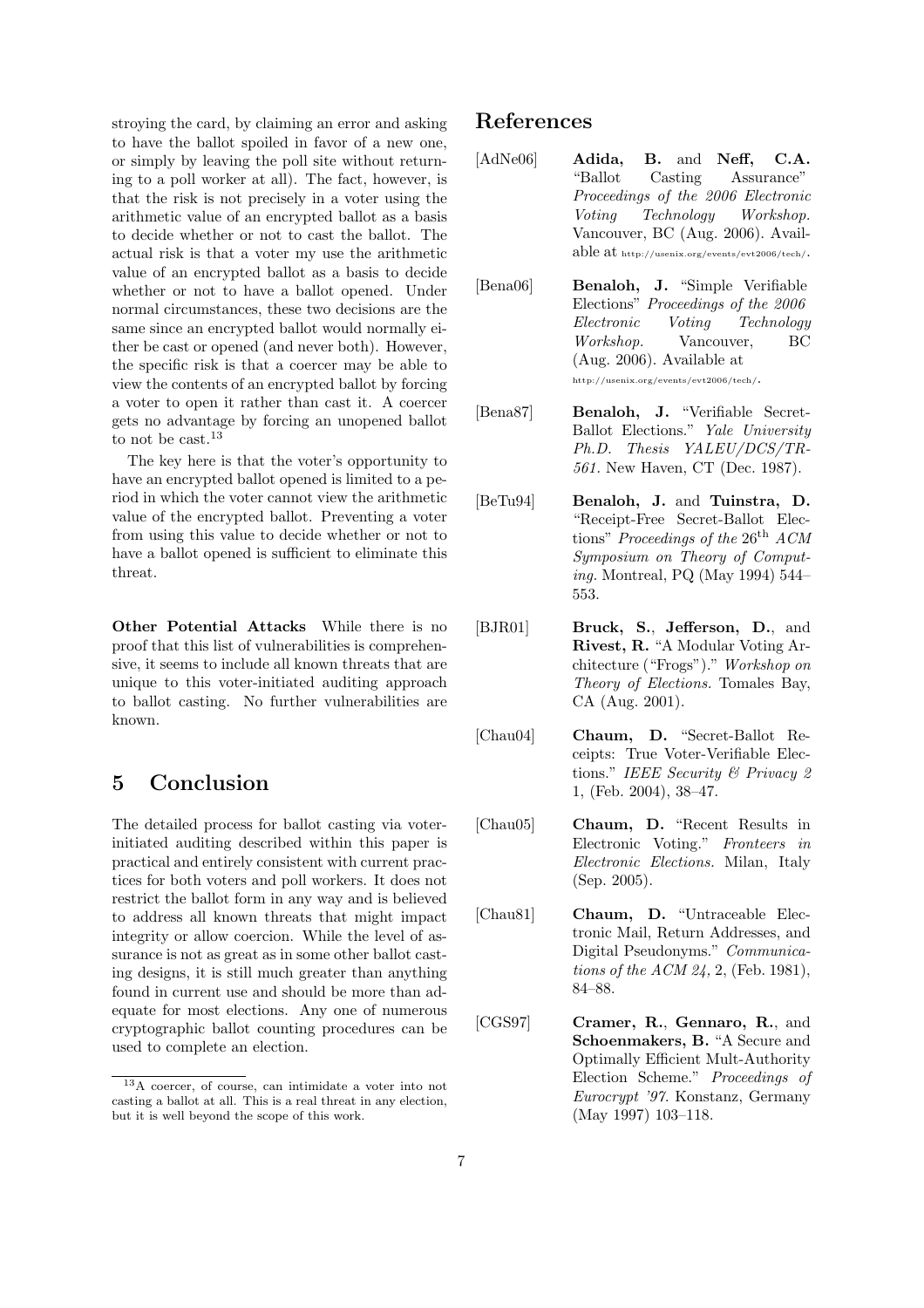stroying the card, by claiming an error and asking to have the ballot spoiled in favor of a new one, or simply by leaving the poll site without returning to a poll worker at all). The fact, however, is that the risk is not precisely in a voter using the arithmetic value of an encrypted ballot as a basis to decide whether or not to cast the ballot. The actual risk is that a voter my use the arithmetic value of an encrypted ballot as a basis to decide whether or not to have a ballot opened. Under normal circumstances, these two decisions are the same since an encrypted ballot would normally either be cast or opened (and never both). However, the specific risk is that a coercer may be able to view the contents of an encrypted ballot by forcing a voter to open it rather than cast it. A coercer gets no advantage by forcing an unopened ballot to not be cast.[13]

The key here is that the voter's opportunity to have an encrypted ballot opened is limited to a period in which the voter cannot view the arithmetic value of the encrypted ballot. Preventing a voter from using this value to decide whether or not to have a ballot opened is sufficient to eliminate this threat.

**Other Potential Attacks** While there is no proof that this list of vulnerabilities is comprehensive, it seems to include all known threats that are unique to this voter-initiated auditing approach to ballot casting. No further vulnerabilities are known.

## 5 Conclusion

The detailed process for ballot casting via voter-initiated auditing described within this paper is practical and entirely consistent with current practices for both voters and poll workers. It does not restrict the ballot form in any way and is believed to address all known threats that might impact integrity or allow coercion. While the level of assurance is not as great as in some other ballot casting designs, it is still much greater than anything found in current use and should be more than adequate for most elections. Any one of numerous cryptographic ballot counting procedures can be used to complete an election.

[13] A coercer, of course, can intimidate a voter into not casting a ballot at all. This is a real threat in any election, but it is well beyond the scope of this work.

## References

[AdNe06] **Adida, B.** and **Neff, C.A.** "Ballot Casting Assurance" *Proceedings of the 2006 Electronic Voting Technology Workshop.* Vancouver, BC (Aug. 2006). Available at http://usenix.org/events/evt2006/tech/.

[Bena06] **Benaloh, J.** "Simple Verifiable Elections" *Proceedings of the 2006 Electronic Voting Technology Workshop.* Vancouver, BC (Aug. 2006). Available at http://usenix.org/events/evt2006/tech/.

[Bena87] **Benaloh, J.** "Verifiable Secret-Ballot Elections." *Yale University Ph.D. Thesis YALEU/DCS/TR-561.* New Haven, CT (Dec. 1987).

[BeTu94] **Benaloh, J.** and **Tuinstra, D.** "Receipt-Free Secret-Ballot Elections" *Proceedings of the* 26th *ACM Symposium on Theory of Computing.* Montreal, PQ (May 1994) 544–553.

[BJR01] **Bruck, S.**, **Jefferson, D.**, and **Rivest, R.** "A Modular Voting Architecture ("Frogs")." *Workshop on Theory of Elections.* Tomales Bay, CA (Aug. 2001).

[Chau04] **Chaum, D.** "Secret-Ballot Receipts: True Voter-Verifiable Elections." *IEEE Security & Privacy 2* 1, (Feb. 2004), 38–47.

[Chau05] **Chaum, D.** "Recent Results in Electronic Voting." *Fronteers in Electronic Elections.* Milan, Italy (Sep. 2005).

[Chau81] **Chaum, D.** "Untraceable Electronic Mail, Return Addresses, and Digital Pseudonyms." *Communications of the ACM 24*, 2, (Feb. 1981), 84–88.

[CGS97] **Cramer, R.**, **Gennaro, R.**, and **Schoenmakers, B.** "A Secure and Optimally Efficient Mult-Authority Election Scheme." *Proceedings of Eurocrypt '97.* Konstanz, Germany (May 1997) 103–118.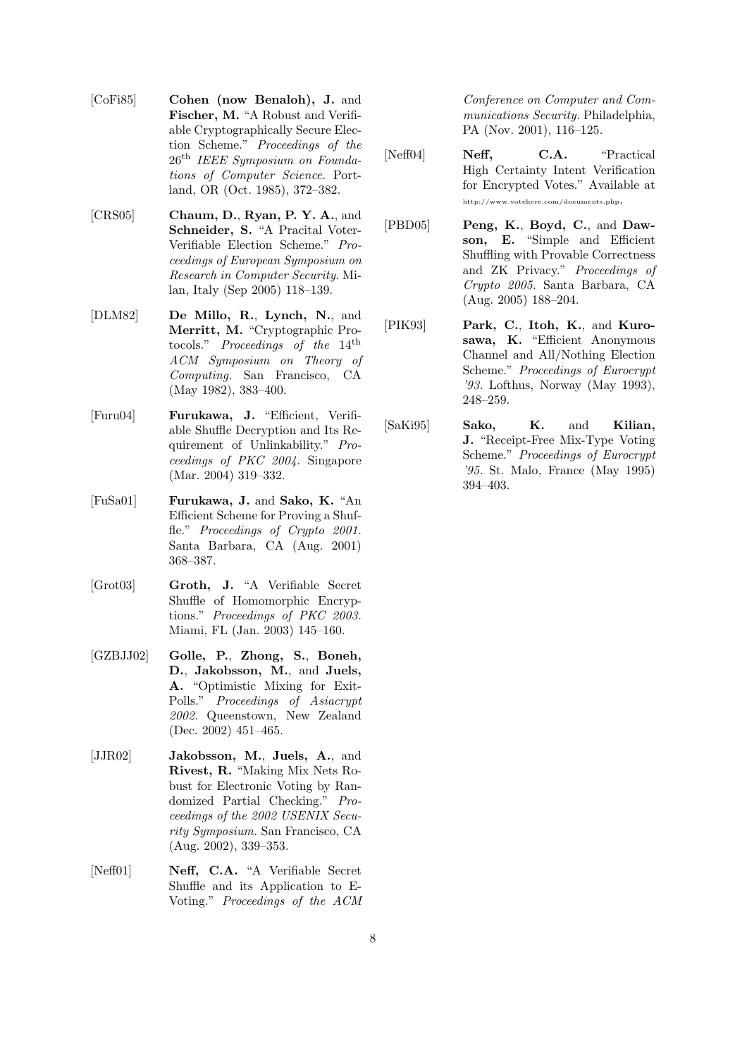[CoFi85] **Cohen (now Benaloh), J.** and **Fischer, M.** "A Robust and Verifiable Cryptographically Secure Election Scheme." *Proceedings of the 26th IEEE Symposium on Foundations of Computer Science.* Portland, OR (Oct. 1985), 372–382.

[CRS05] **Chaum, D.**, **Ryan, P. Y. A.**, and **Schneider, S.** "A Pracital Voter-Verifiable Election Scheme." *Proceedings of European Symposium on Research in Computer Security.* Milan, Italy (Sep 2005) 118–139.

[DLM82] **De Millo, R.**, **Lynch, N.**, and **Merritt, M.** "Cryptographic Protocols." *Proceedings of the 14th ACM Symposium on Theory of Computing.* San Francisco, CA (May 1982), 383–400.

[Furu04] **Furukawa, J.** "Efficient, Verifiable Shuffle Decryption and Its Requirement of Unlinkability." *Proceedings of PKC 2004.* Singapore (Mar. 2004) 319–332.

[FuSa01] **Furukawa, J.** and **Sako, K.** "An Efficient Scheme for Proving a Shuffle." *Proceedings of Crypto 2001.* Santa Barbara, CA (Aug. 2001) 368–387.

[Grot03] **Groth, J.** "A Verifiable Secret Shuffle of Homomorphic Encryptions." *Proceedings of PKC 2003.* Miami, FL (Jan. 2003) 145–160.

[GZBJJ02] **Golle, P.**, **Zhong, S.**, **Boneh, D.**, **Jakobsson, M.**, and **Juels, A.** "Optimistic Mixing for Exit-Polls." *Proceedings of Asiacrypt 2002.* Queenstown, New Zealand (Dec. 2002) 451–465.

[JJR02] **Jakobsson, M.**, **Juels, A.**, and **Rivest, R.** "Making Mix Nets Robust for Electronic Voting by Randomized Partial Checking." *Proceedings of the 2002 USENIX Security Symposium.* San Francisco, CA (Aug. 2002), 339–353.

[Neff01] **Neff, C.A.** "A Verifiable Secret Shuffle and its Application to E-Voting." *Proceedings of the ACM Conference on Computer and Communications Security.* Philadelphia, PA (Nov. 2001), 116–125.

[Neff04] **Neff, C.A.** "Practical High Certainty Intent Verification for Encrypted Votes." Available at http://www.votehere.com/documents.php.

[PBD05] **Peng, K.**, **Boyd, C.**, and **Dawson, E.** "Simple and Efficient Shuffling with Provable Correctness and ZK Privacy." *Proceedings of Crypto 2005.* Santa Barbara, CA (Aug. 2005) 188–204.

[PIK93] **Park, C.**, **Itoh, K.**, and **Kurosawa, K.** "Efficient Anonymous Channel and All/Nothing Election Scheme." *Proceedings of Eurocrypt '93.* Lofthus, Norway (May 1993), 248–259.

[SaKi95] **Sako, K.** and **Kilian, J.** "Receipt-Free Mix-Type Voting Scheme." *Proceedings of Eurocrypt '95.* St. Malo, France (May 1995) 394–403.